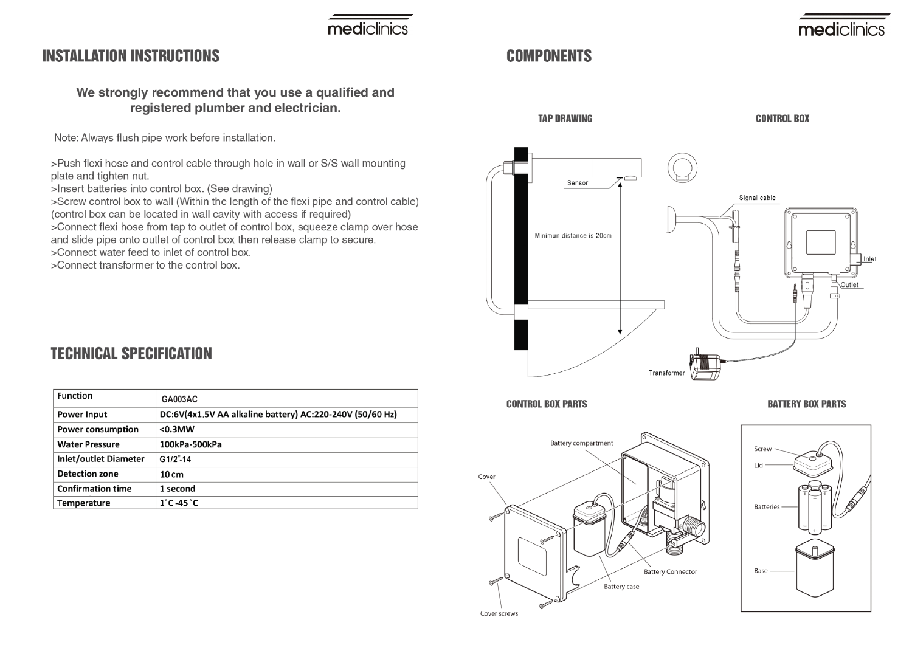# INSTALLATION INSTRUCTIONS

**We strongly recommend that you use a qualified and registered plumber and electrician.**

Note: Always flush pipe work before installation.

>Push flexi hose and control cable through hole in wall or S/S wall mounting plate and tighten nut.
>Insert batteries into control box. (See drawing)
>Screw control box to wall (Within the length of the flexi pipe and control cable) (control box can be located in wall cavity with access if required)
>Connect flexi hose from tap to outlet of control box, squeeze clamp over hose and slide pipe onto outlet of control box then release clamp to secure.
>Connect water feed to inlet of control box.
>Connect transformer to the control box.

# TECHNICAL SPECIFICATION

| | |
|---|---|
| **Function** | **GA003AC** |
| **Power Input** | **DC:6V(4x1.5V AA alkaline battery) AC:220-240V (50/60 Hz)** |
| **Power consumption** | **<0.3MW** |
| **Water Pressure** | **100kPa-500kPa** |
| **Inlet/outlet Diameter** | **G1/2"-14** |
| **Detection zone** | **10cm** |
| **Confirmation time** | **1 second** |
| **Temperature** | **1°C -45°C** |

# COMPONENTS

## TAP DRAWING

Sensor

Minimun distance is 20cm

## CONTROL BOX

Signal cable

Inlet

Outlet

Transformer

## CONTROL BOX PARTS

Battery compartment

Cover

Battery Connector

Battery case

Cover screws

## BATTERY BOX PARTS

Screw

Lid

Batteries

Base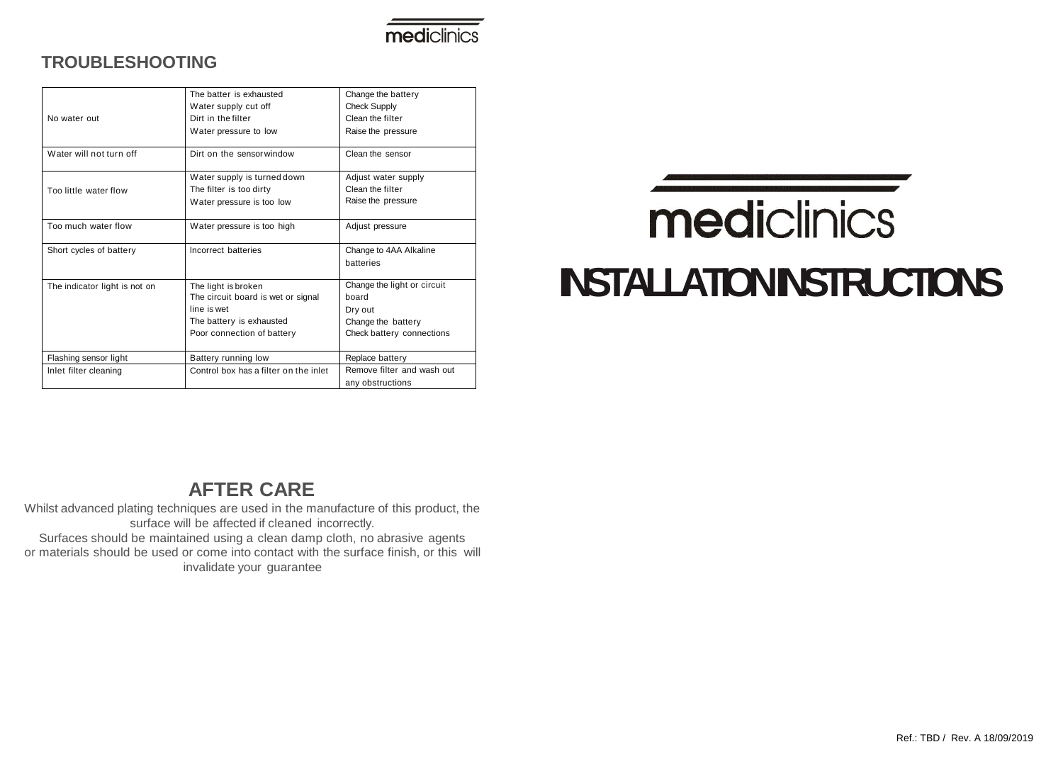mediclinics

## TROUBLESHOOTING

| | | |
|---|---|---|
| No water out | The batter is exhausted<br>Water supply cut off<br>Dirt in the filter<br>Water pressure to low | Change the battery<br>Check Supply<br>Clean the filter<br>Raise the pressure |
| Water will not turn off | Dirt on the sensorwindow | Clean the sensor |
| Too little water flow | Water supply is turned down<br>The filter is too dirty<br>Water pressure is too low | Adjust water supply<br>Clean the filter<br>Raise the pressure |
| Too much water flow | Water pressure is too high | Adjust pressure |
| Short cycles of battery | Incorrect batteries | Change to 4AA Alkaline batteries |
| The indicator light is not on | The light is broken<br>The circuit board is wet or signal line is wet<br>The battery is exhausted<br>Poor connection of battery | Change the light or circuit board<br>Dry out<br>Change the battery<br>Check battery connections |
| Flashing sensor light | Battery running low | Replace battery |
| Inlet filter cleaning | Control box has a filter on the inlet | Remove filter and wash out any obstructions |

## AFTER CARE

Whilst advanced plating techniques are used in the manufacture of this product, the surface will be affected if cleaned incorrectly.
Surfaces should be maintained using a clean damp cloth, no abrasive agents or materials should be used or come into contact with the surface finish, or this will invalidate your guarantee

mediclinics

# INSTALLATION INSTRUCTIONS

Ref.: TBD / Rev. A 18/09/2019